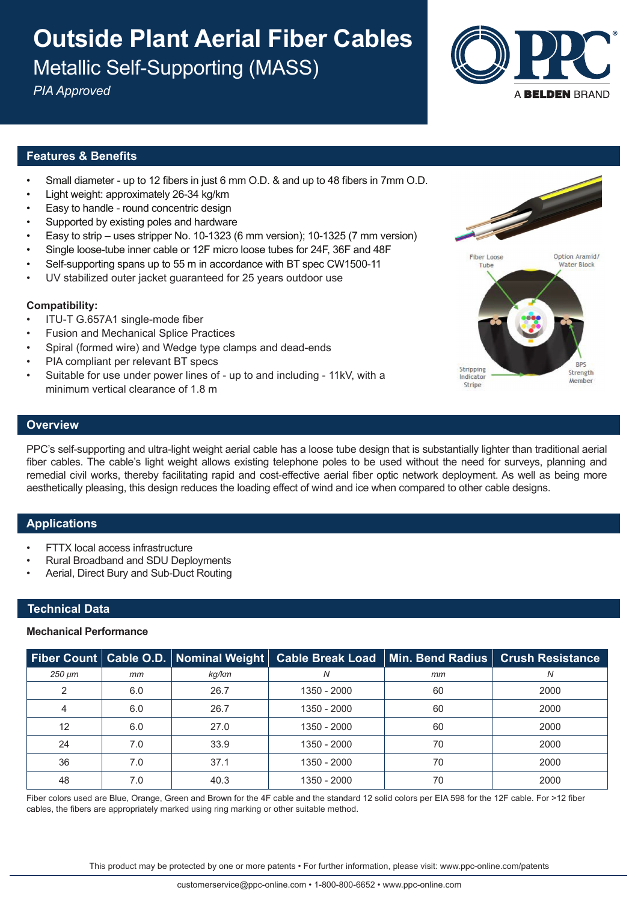# Outside Plant Aerial Fiber Cables

## Metallic Self-Supporting (MASS)

*PIA Approved*

## Features & Benefits

- Small diameter - up to 12 fibers in just 6 mm O.D. & and up to 48 fibers in 7mm O.D.
- Light weight: approximately 26-34 kg/km
- Easy to handle - round concentric design
- Supported by existing poles and hardware
- Easy to strip – uses stripper No. 10-1323 (6 mm version); 10-1325 (7 mm version)
- Single loose-tube inner cable or 12F micro loose tubes for 24F, 36F and 48F
- Self-supporting spans up to 55 m in accordance with BT spec CW1500-11
- UV stabilized outer jacket guaranteed for 25 years outdoor use

**Compatibility:**

- ITU-T G.657A1 single-mode fiber
- Fusion and Mechanical Splice Practices
- Spiral (formed wire) and Wedge type clamps and dead-ends
- PIA compliant per relevant BT specs
- Suitable for use under power lines of - up to and including - 11kV, with a minimum vertical clearance of 1.8 m

Fiber Loose Tube
Option Aramid/ Water Block
Stripping Indicator Stripe
BPS Strength Member

## Overview

PPC's self-supporting and ultra-light weight aerial cable has a loose tube design that is substantially lighter than traditional aerial fiber cables. The cable's light weight allows existing telephone poles to be used without the need for surveys, planning and remedial civil works, thereby facilitating rapid and cost-effective aerial fiber optic network deployment. As well as being more aesthetically pleasing, this design reduces the loading effect of wind and ice when compared to other cable designs.

## Applications

- FTTX local access infrastructure
- Rural Broadband and SDU Deployments
- Aerial, Direct Bury and Sub-Duct Routing

## Technical Data

### Mechanical Performance

| Fiber Count | Cable O.D. | Nominal Weight | Cable Break Load | Min. Bend Radius | Crush Resistance |
|---|---|---|---|---|---|
| *250 µm* | *mm* | *kg/km* | *N* | *mm* | *N* |
| 2 | 6.0 | 26.7 | 1350 - 2000 | 60 | 2000 |
| 4 | 6.0 | 26.7 | 1350 - 2000 | 60 | 2000 |
| 12 | 6.0 | 27.0 | 1350 - 2000 | 60 | 2000 |
| 24 | 7.0 | 33.9 | 1350 - 2000 | 70 | 2000 |
| 36 | 7.0 | 37.1 | 1350 - 2000 | 70 | 2000 |
| 48 | 7.0 | 40.3 | 1350 - 2000 | 70 | 2000 |

Fiber colors used are Blue, Orange, Green and Brown for the 4F cable and the standard 12 solid colors per EIA 598 for the 12F cable. For >12 fiber cables, the fibers are appropriately marked using ring marking or other suitable method.

This product may be protected by one or more patents • For further information, please visit: www.ppc-online.com/patents

customerservice@ppc-online.com • 1-800-800-6652 • www.ppc-online.com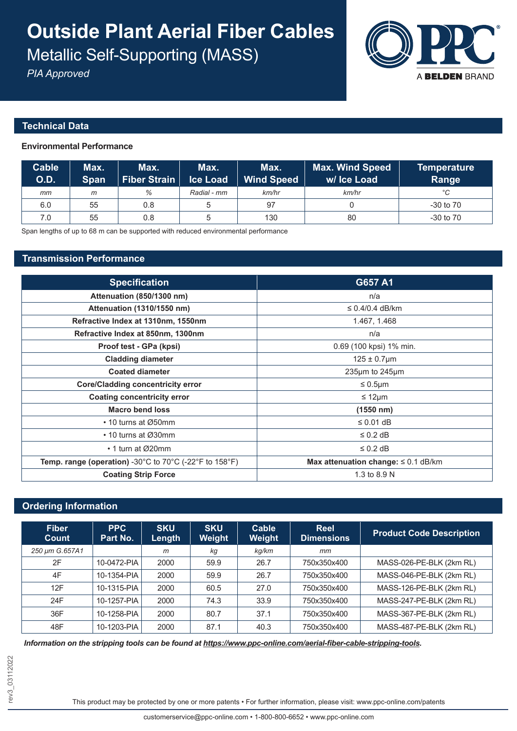# Outside Plant Aerial Fiber Cables

## Metallic Self-Supporting (MASS)

*PIA Approved*

## Technical Data

### Environmental Performance

| Cable O.D. | Max. Span | Max. Fiber Strain | Max. Ice Load | Max. Wind Speed | Max. Wind Speed w/ Ice Load | Temperature Range |
|---|---|---|---|---|---|---|
| *mm* | *m* | *%* | *Radial - mm* | *km/hr* | *km/hr* | *°C* |
| 6.0 | 55 | 0.8 | 5 | 97 | 0 | -30 to 70 |
| 7.0 | 55 | 0.8 | 5 | 130 | 80 | -30 to 70 |

Span lengths of up to 68 m can be supported with reduced environmental performance

## Transmission Performance

| Specification | G657 A1 |
|---|---|
| **Attenuation (850/1300 nm)** | n/a |
| **Attenuation (1310/1550 nm)** | ≤ 0.4/0.4 dB/km |
| **Refractive Index at 1310nm, 1550nm** | 1.467, 1.468 |
| **Refractive Index at 850nm, 1300nm** | n/a |
| **Proof test - GPa (kpsi)** | 0.69 (100 kpsi) 1% min. |
| **Cladding diameter** | 125 ± 0.7µm |
| **Coated diameter** | 235µm to 245µm |
| **Core/Cladding concentricity error** | ≤ 0.5µm |
| **Coating concentricity error** | ≤ 12µm |
| **Macro bend loss** | **(1550 nm)** |
| • 10 turns at Ø50mm | ≤ 0.01 dB |
| • 10 turns at Ø30mm | ≤ 0.2 dB |
| • 1 turn at Ø20mm | ≤ 0.2 dB |
| **Temp. range (operation)** -30°C to 70°C (-22°F to 158°F) | **Max attenuation change:** ≤ 0.1 dB/km |
| **Coating Strip Force** | 1.3 to 8.9 N |

## Ordering Information

| Fiber Count | PPC Part No. | SKU Length | SKU Weight | Cable Weight | Reel Dimensions | Product Code Description |
|---|---|---|---|---|---|---|
| *250 µm G.657A1* | | *m* | *kg* | *kg/km* | *mm* | |
| 2F | 10-0472-PIA | 2000 | 59.9 | 26.7 | 750x350x400 | MASS-026-PE-BLK (2km RL) |
| 4F | 10-1354-PIA | 2000 | 59.9 | 26.7 | 750x350x400 | MASS-046-PE-BLK (2km RL) |
| 12F | 10-1315-PIA | 2000 | 60.5 | 27.0 | 750x350x400 | MASS-126-PE-BLK (2km RL) |
| 24F | 10-1257-PIA | 2000 | 74.3 | 33.9 | 750x350x400 | MASS-247-PE-BLK (2km RL) |
| 36F | 10-1258-PIA | 2000 | 80.7 | 37.1 | 750x350x400 | MASS-367-PE-BLK (2km RL) |
| 48F | 10-1203-PIA | 2000 | 87.1 | 40.3 | 750x350x400 | MASS-487-PE-BLK (2km RL) |

***Information on the stripping tools can be found at https://www.ppc-online.com/aerial-fiber-cable-stripping-tools.***

rev3_03112022

This product may be protected by one or more patents • For further information, please visit: www.ppc-online.com/patents

customerservice@ppc-online.com • 1-800-800-6652 • www.ppc-online.com